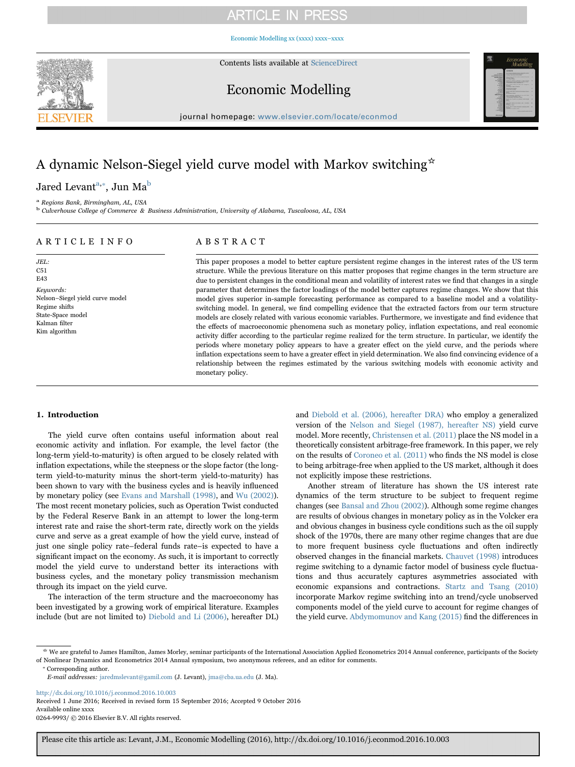# A dynamic Nelson-Siegel yield curve model with Markov switching☆

Jared Levant[a,*], Jun Ma[b]

[a] Regions Bank, Birmingham, AL, USA
[b] Culverhouse College of Commerce & Business Administration, University of Alabama, Tuscaloosa, AL, USA

## ARTICLE INFO

*JEL:*
C51
E43

*Keywords:*
Nelson–Siegel yield curve model
Regime shifts
State-Space model
Kalman filter
Kim algorithm

## ABSTRACT

This paper proposes a model to better capture persistent regime changes in the interest rates of the US term structure. While the previous literature on this matter proposes that regime changes in the term structure are due to persistent changes in the conditional mean and volatility of interest rates we find that changes in a single parameter that determines the factor loadings of the model better captures regime changes. We show that this model gives superior in-sample forecasting performance as compared to a baseline model and a volatility-switching model. In general, we find compelling evidence that the extracted factors from our term structure models are closely related with various economic variables. Furthermore, we investigate and find evidence that the effects of macroeconomic phenomena such as monetary policy, inflation expectations, and real economic activity differ according to the particular regime realized for the term structure. In particular, we identify the periods where monetary policy appears to have a greater effect on the yield curve, and the periods where inflation expectations seem to have a greater effect in yield determination. We also find convincing evidence of a relationship between the regimes estimated by the various switching models with economic activity and monetary policy.

## 1. Introduction

The yield curve often contains useful information about real economic activity and inflation. For example, the level factor (the long-term yield-to-maturity) is often argued to be closely related with inflation expectations, while the steepness or the slope factor (the long-term yield-to-maturity minus the short-term yield-to-maturity) has been shown to vary with the business cycles and is heavily influenced by monetary policy (see Evans and Marshall (1998), and Wu (2002)). The most recent monetary policies, such as Operation Twist conducted by the Federal Reserve Bank in an attempt to lower the long-term interest rate and raise the short-term rate, directly work on the yields curve and serve as a great example of how the yield curve, instead of just one single policy rate–federal funds rate–is expected to have a significant impact on the economy. As such, it is important to correctly model the yield curve to understand better its interactions with business cycles, and the monetary policy transmission mechanism through its impact on the yield curve.

The interaction of the term structure and the macroeconomy has been investigated by a growing work of empirical literature. Examples include (but are not limited to) Diebold and Li (2006), hereafter DL) and Diebold et al. (2006), hereafter DRA) who employ a generalized version of the Nelson and Siegel (1987), hereafter NS) yield curve model. More recently, Christensen et al. (2011) place the NS model in a theoretically consistent arbitrage-free framework. In this paper, we rely on the results of Coroneo et al. (2011) who finds the NS model is close to being arbitrage-free when applied to the US market, although it does not explicitly impose these restrictions.

Another stream of literature has shown the US interest rate dynamics of the term structure to be subject to frequent regime changes (see Bansal and Zhou (2002)). Although some regime changes are results of obvious changes in monetary policy as in the Volcker era and obvious changes in business cycle conditions such as the oil supply shock of the 1970s, there are many other regime changes that are due to more frequent business cycle fluctuations and often indirectly observed changes in the financial markets. Chauvet (1998) introduces regime switching to a dynamic factor model of business cycle fluctuations and thus accurately captures asymmetries associated with economic expansions and contractions. Startz and Tsang (2010) incorporate Markov regime switching into an trend/cycle unobserved components model of the yield curve to account for regime changes of the yield curve. Abdymomunov and Kang (2015) find the differences in

☆ We are grateful to James Hamilton, James Morley, seminar participants of the International Association Applied Econometrics 2014 Annual conference, participants of the Society of Nonlinear Dynamics and Econometrics 2014 Annual symposium, two anonymous referees, and an editor for comments.

\* Corresponding author.

*E-mail addresses:* jaredmslevant@gamil.com (J. Levant), jma@cba.ua.edu (J. Ma).

http://dx.doi.org/10.1016/j.econmod.2016.10.003
Received 1 June 2016; Received in revised form 15 September 2016; Accepted 9 October 2016
Available online xxxx
0264-9993/ © 2016 Elsevier B.V. All rights reserved.

Please cite this article as: Levant, J.M., Economic Modelling (2016), http://dx.doi.org/10.1016/j.econmod.2016.10.003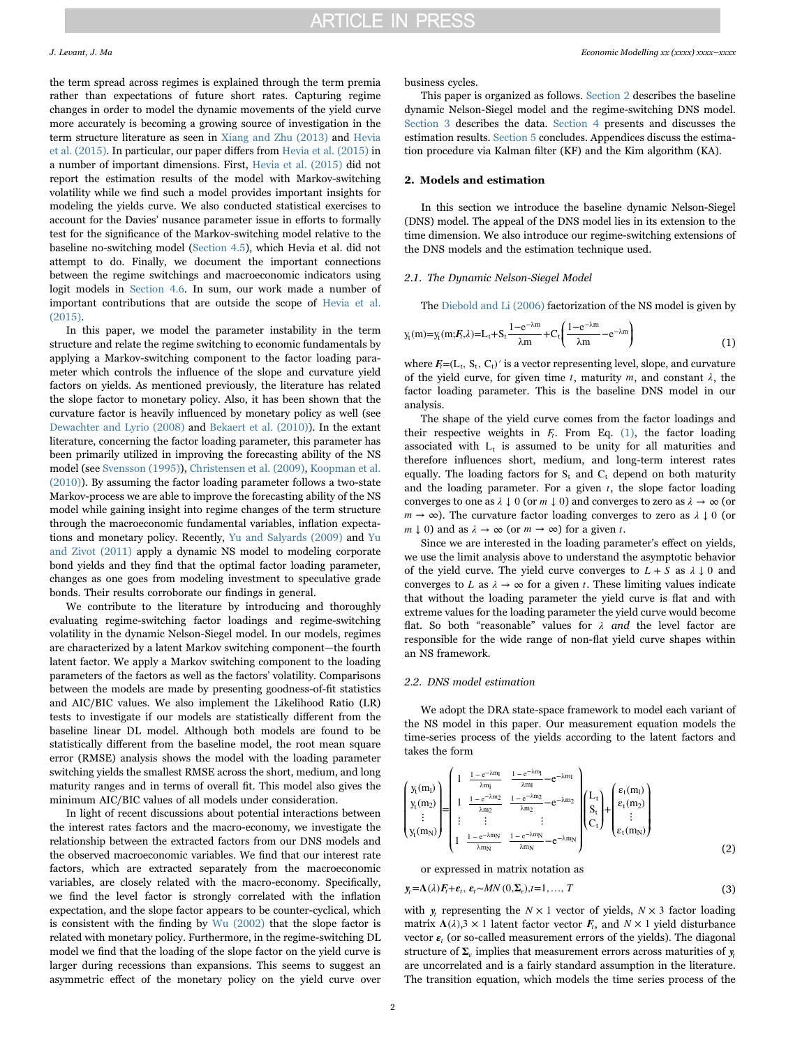the term spread across regimes is explained through the term premia rather than expectations of future short rates. Capturing regime changes in order to model the dynamic movements of the yield curve more accurately is becoming a growing source of investigation in the term structure literature as seen in Xiang and Zhu (2013) and Hevia et al. (2015). In particular, our paper differs from Hevia et al. (2015) in a number of important dimensions. First, Hevia et al. (2015) did not report the estimation results of the model with Markov-switching volatility while we find such a model provides important insights for modeling the yields curve. We also conducted statistical exercises to account for the Davies' nuisance parameter issue in efforts to formally test for the significance of the Markov-switching model relative to the baseline no-switching model (Section 4.5), which Hevia et al. did not attempt to do. Finally, we document the important connections between the regime switchings and macroeconomic indicators using logit models in Section 4.6. In sum, our work made a number of important contributions that are outside the scope of Hevia et al. (2015).

In this paper, we model the parameter instability in the term structure and relate the regime switching to economic fundamentals by applying a Markov-switching component to the factor loading parameter which controls the influence of the slope and curvature yield factors on yields. As mentioned previously, the literature has related the slope factor to monetary policy. Also, it has been shown that the curvature factor is heavily influenced by monetary policy as well (see Dewachter and Lyrio (2008) and Bekaert et al. (2010)). In the extant literature, concerning the factor loading parameter, this parameter has been primarily utilized in improving the forecasting ability of the NS model (see Svensson (1995)), Christensen et al. (2009), Koopman et al. (2010)). By assuming the factor loading parameter follows a two-state Markov-process we are able to improve the forecasting ability of the NS model while gaining insight into regime changes of the term structure through the macroeconomic fundamental variables, inflation expectations and monetary policy. Recently, Yu and Salyards (2009) and Yu and Zivot (2011) apply a dynamic NS model to modeling corporate bond yields and they find that the optimal factor loading parameter, changes as one goes from modeling investment to speculative grade bonds. Their results corroborate our findings in general.

We contribute to the literature by introducing and thoroughly evaluating regime-switching factor loadings and regime-switching volatility in the dynamic Nelson-Siegel model. In our models, regimes are characterized by a latent Markov switching component—the fourth latent factor. We apply a Markov switching component to the loading parameters of the factors as well as the factors' volatility. Comparisons between the models are made by presenting goodness-of-fit statistics and AIC/BIC values. We also implement the Likelihood Ratio (LR) tests to investigate if our models are statistically different from the baseline linear DL model. Although both models are found to be statistically different from the baseline model, the root mean square error (RMSE) analysis shows the model with the loading parameter switching yields the smallest RMSE across the short, medium, and long maturity ranges and in terms of overall fit. This model also gives the minimum AIC/BIC values of all models under consideration.

In light of recent discussions about potential interactions between the interest rates factors and the macro-economy, we investigate the relationship between the extracted factors from our DNS models and the observed macroeconomic variables. We find that our interest rate factors, which are extracted separately from the macro-economy, are closely related with the macro-economy. Specifically, we find the level factor is strongly correlated with the inflation expectation, and the slope factor appears to be counter-cyclical, which is consistent with the finding by Wu (2002) that the slope factor is related with monetary policy. Furthermore, in the regime-switching DL model we find that the loading of the slope factor on the yield curve is larger during recessions than expansions. This seems to suggest an asymmetric effect of the monetary policy on the yield curve over business cycles.

This paper is organized as follows. Section 2 describes the baseline dynamic Nelson-Siegel model and the regime-switching DNS model. Section 3 describes the data. Section 4 presents and discusses the estimation results. Section 5 concludes. Appendices discuss the estimation procedure via Kalman filter (KF) and the Kim algorithm (KA).

## 2. Models and estimation

In this section we introduce the baseline dynamic Nelson-Siegel (DNS) model. The appeal of the DNS model lies in its extension to the time dimension. We also introduce our regime-switching extensions of the DNS models and the estimation technique used.

### 2.1. The Dynamic Nelson-Siegel Model

The Diebold and Li (2006) factorization of the NS model is given by

$$y_t(m)=y_t(m;\boldsymbol{F}_t,\lambda)=L_t+S_t\frac{1-e^{-\lambda m}}{\lambda m}+C_t\left(\frac{1-e^{-\lambda m}}{\lambda m}-e^{-\lambda m}\right) \tag{1}$$

where $\boldsymbol{F}_t=(L_t, S_t, C_t)'$ is a vector representing level, slope, and curvature of the yield curve, for given time $t$, maturity $m$, and constant $\lambda$, the factor loading parameter. This is the baseline DNS model in our analysis.

The shape of the yield curve comes from the factor loadings and their respective weights in $\boldsymbol{F}_t$. From Eq. (1), the factor loading associated with $L_t$ is assumed to be unity for all maturities and therefore influences short, medium, and long-term interest rates equally. The loading factors for $S_t$ and $C_t$ depend on both maturity and the loading parameter. For a given $t$, the slope factor loading converges to one as $\lambda \downarrow 0$ (or $m \downarrow 0$) and converges to zero as $\lambda \to \infty$ (or $m \to \infty$). The curvature factor loading converges to zero as $\lambda \downarrow 0$ (or $m \downarrow 0$) and as $\lambda \to \infty$ (or $m \to \infty$) for a given $t$.

Since we are interested in the loading parameter's effect on yields, we use the limit analysis above to understand the asymptotic behavior of the yield curve. The yield curve converges to $L + S$ as $\lambda \downarrow 0$ and converges to $L$ as $\lambda \to \infty$ for a given $t$. These limiting values indicate that without the loading parameter the yield curve is flat and with extreme values for the loading parameter the yield curve would become flat. So both "reasonable" values for $\lambda$ *and* the level factor are responsible for the wide range of non-flat yield curve shapes within an NS framework.

### 2.2. DNS model estimation

We adopt the DRA state-space framework to model each variant of the NS model in this paper. Our measurement equation models the time-series process of the yields according to the latent factors and takes the form

$$\begin{pmatrix} y_t(m_1) \\ y_t(m_2) \\ \vdots \\ y_t(m_N) \end{pmatrix} = \begin{pmatrix} 1 & \frac{1-e^{-\lambda m_1}}{\lambda m_1} & \frac{1-e^{-\lambda m_1}}{\lambda m_1}-e^{-\lambda m_1} \\ 1 & \frac{1-e^{-\lambda m_2}}{\lambda m_2} & \frac{1-e^{-\lambda m_2}}{\lambda m_2}-e^{-\lambda m_2} \\ \vdots & \vdots & \vdots \\ 1 & \frac{1-e^{-\lambda m_N}}{\lambda m_N} & \frac{1-e^{-\lambda m_N}}{\lambda m_N}-e^{-\lambda m_N} \end{pmatrix} \begin{pmatrix} L_t \\ S_t \\ C_t \end{pmatrix} + \begin{pmatrix} \varepsilon_t(m_1) \\ \varepsilon_t(m_2) \\ \vdots \\ \varepsilon_t(m_N) \end{pmatrix} \tag{2}$$

or expressed in matrix notation as

$$\boldsymbol{y}_t=\boldsymbol{\Lambda}(\lambda)\boldsymbol{F}_t+\boldsymbol{\varepsilon}_t,\ \boldsymbol{\varepsilon}_t \sim MN(0,\boldsymbol{\Sigma}_\varepsilon), t=1,\ldots,T \tag{3}$$

with $\boldsymbol{y}_t$ representing the $N \times 1$ vector of yields, $N \times 3$ factor loading matrix $\boldsymbol{\Lambda}(\lambda)$, $3 \times 1$ latent factor vector $\boldsymbol{F}_t$, and $N \times 1$ yield disturbance vector $\boldsymbol{\varepsilon}_t$ (or so-called measurement errors of the yields). The diagonal structure of $\boldsymbol{\Sigma}_\varepsilon$ implies that measurement errors across maturities of $\boldsymbol{y}_t$ are uncorrelated and is a fairly standard assumption in the literature. The transition equation, which models the time series process of the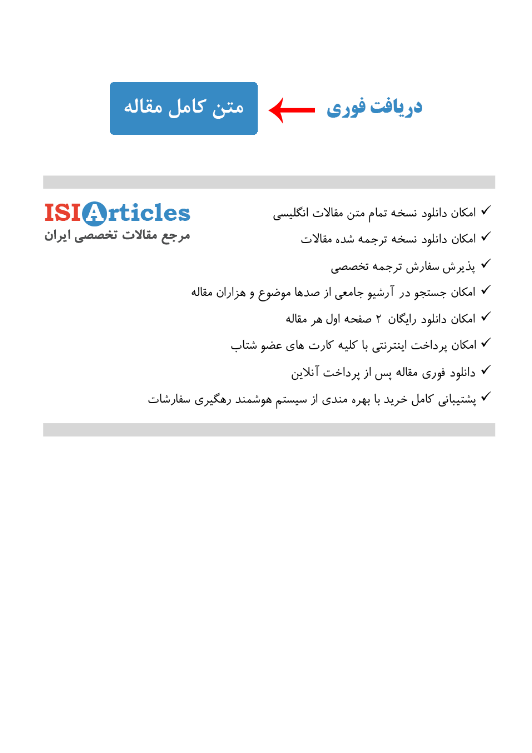دریافت فوری ← **متن کامل مقاله**

**ISIArticles**
مرجع مقالات تخصصی ایران

- ✓ امکان دانلود نسخه تمام متن مقالات انگلیسی
- ✓ امکان دانلود نسخه ترجمه شده مقالات
- ✓ پذیرش سفارش ترجمه تخصصی
- ✓ امکان جستجو در آرشیو جامعی از صدها موضوع و هزاران مقاله
- ✓ امکان دانلود رایگان ۲ صفحه اول هر مقاله
- ✓ امکان پرداخت اینترنتی با کلیه کارت های عضو شتاب
- ✓ دانلود فوری مقاله پس از پرداخت آنلاین
- ✓ پشتیبانی کامل خرید با بهره مندی از سیستم هوشمند رهگیری سفارشات